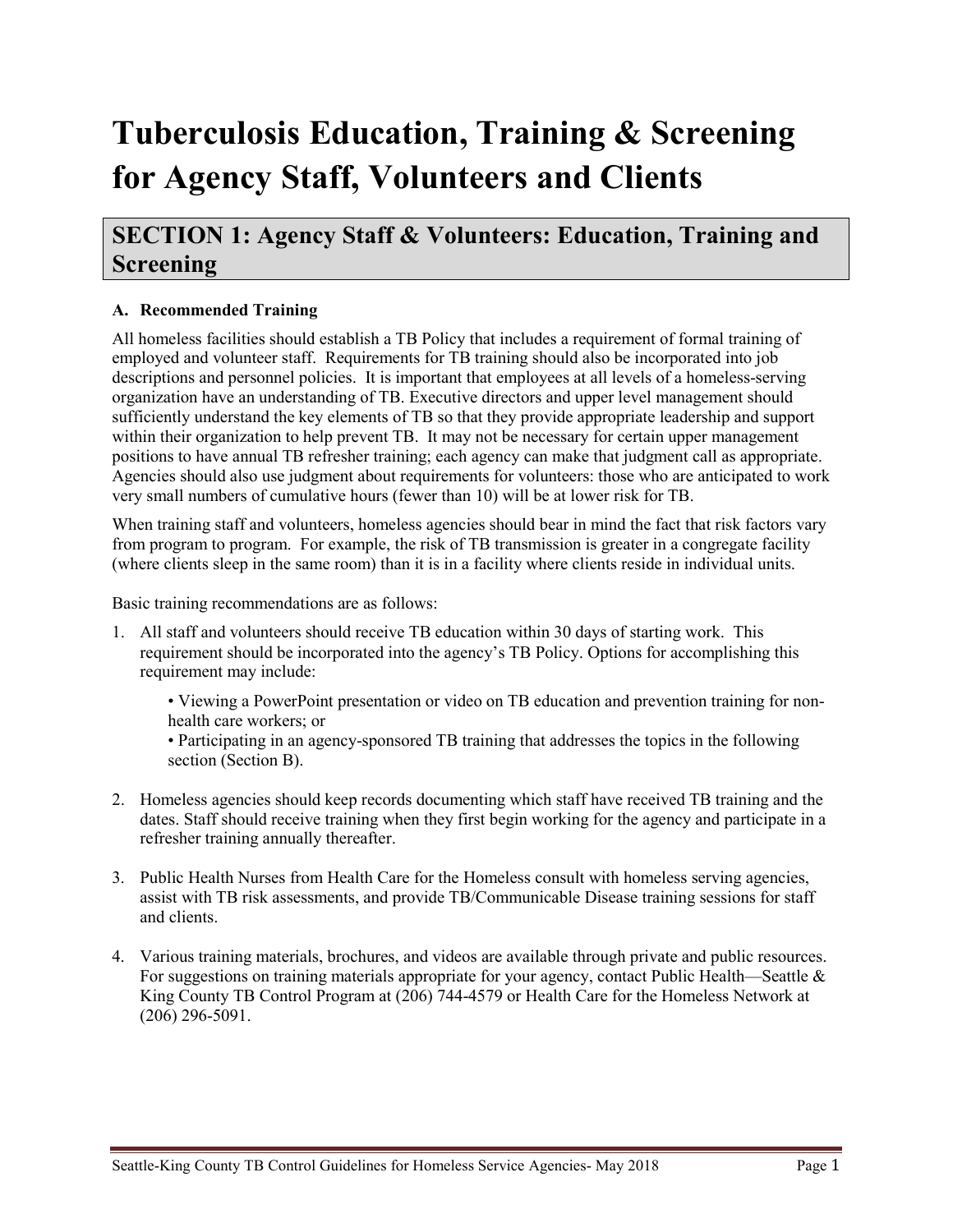# Tuberculosis Education, Training & Screening for Agency Staff, Volunteers and Clients

## SECTION 1: Agency Staff & Volunteers: Education, Training and Screening

### A. Recommended Training

All homeless facilities should establish a TB Policy that includes a requirement of formal training of employed and volunteer staff. Requirements for TB training should also be incorporated into job descriptions and personnel policies. It is important that employees at all levels of a homeless-serving organization have an understanding of TB. Executive directors and upper level management should sufficiently understand the key elements of TB so that they provide appropriate leadership and support within their organization to help prevent TB. It may not be necessary for certain upper management positions to have annual TB refresher training; each agency can make that judgment call as appropriate. Agencies should also use judgment about requirements for volunteers: those who are anticipated to work very small numbers of cumulative hours (fewer than 10) will be at lower risk for TB.

When training staff and volunteers, homeless agencies should bear in mind the fact that risk factors vary from program to program. For example, the risk of TB transmission is greater in a congregate facility (where clients sleep in the same room) than it is in a facility where clients reside in individual units.

Basic training recommendations are as follows:

1. All staff and volunteers should receive TB education within 30 days of starting work. This requirement should be incorporated into the agency's TB Policy. Options for accomplishing this requirement may include:

    • Viewing a PowerPoint presentation or video on TB education and prevention training for non-health care workers; or

    • Participating in an agency-sponsored TB training that addresses the topics in the following section (Section B).

2. Homeless agencies should keep records documenting which staff have received TB training and the dates. Staff should receive training when they first begin working for the agency and participate in a refresher training annually thereafter.

3. Public Health Nurses from Health Care for the Homeless consult with homeless serving agencies, assist with TB risk assessments, and provide TB/Communicable Disease training sessions for staff and clients.

4. Various training materials, brochures, and videos are available through private and public resources. For suggestions on training materials appropriate for your agency, contact Public Health—Seattle & King County TB Control Program at (206) 744-4579 or Health Care for the Homeless Network at (206) 296-5091.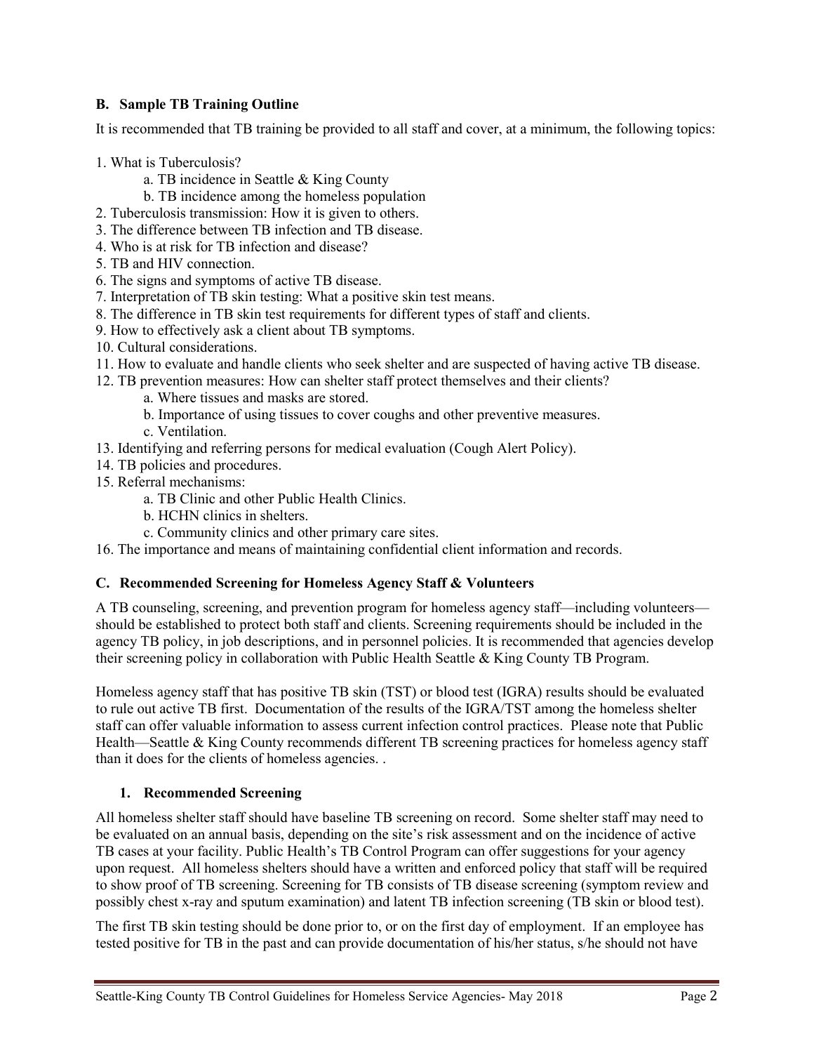### B. Sample TB Training Outline

It is recommended that TB training be provided to all staff and cover, at a minimum, the following topics:

1. What is Tuberculosis?
    a. TB incidence in Seattle & King County
    b. TB incidence among the homeless population
2. Tuberculosis transmission: How it is given to others.
3. The difference between TB infection and TB disease.
4. Who is at risk for TB infection and disease?
5. TB and HIV connection.
6. The signs and symptoms of active TB disease.
7. Interpretation of TB skin testing: What a positive skin test means.
8. The difference in TB skin test requirements for different types of staff and clients.
9. How to effectively ask a client about TB symptoms.
10. Cultural considerations.
11. How to evaluate and handle clients who seek shelter and are suspected of having active TB disease.
12. TB prevention measures: How can shelter staff protect themselves and their clients?
    a. Where tissues and masks are stored.
    b. Importance of using tissues to cover coughs and other preventive measures.
    c. Ventilation.
13. Identifying and referring persons for medical evaluation (Cough Alert Policy).
14. TB policies and procedures.
15. Referral mechanisms:
    a. TB Clinic and other Public Health Clinics.
    b. HCHN clinics in shelters.
    c. Community clinics and other primary care sites.
16. The importance and means of maintaining confidential client information and records.

### C. Recommended Screening for Homeless Agency Staff & Volunteers

A TB counseling, screening, and prevention program for homeless agency staff—including volunteers—should be established to protect both staff and clients. Screening requirements should be included in the agency TB policy, in job descriptions, and in personnel policies. It is recommended that agencies develop their screening policy in collaboration with Public Health Seattle & King County TB Program.

Homeless agency staff that has positive TB skin (TST) or blood test (IGRA) results should be evaluated to rule out active TB first. Documentation of the results of the IGRA/TST among the homeless shelter staff can offer valuable information to assess current infection control practices. Please note that Public Health—Seattle & King County recommends different TB screening practices for homeless agency staff than it does for the clients of homeless agencies. .

#### 1. Recommended Screening

All homeless shelter staff should have baseline TB screening on record. Some shelter staff may need to be evaluated on an annual basis, depending on the site's risk assessment and on the incidence of active TB cases at your facility. Public Health's TB Control Program can offer suggestions for your agency upon request. All homeless shelters should have a written and enforced policy that staff will be required to show proof of TB screening. Screening for TB consists of TB disease screening (symptom review and possibly chest x-ray and sputum examination) and latent TB infection screening (TB skin or blood test).

The first TB skin testing should be done prior to, or on the first day of employment. If an employee has tested positive for TB in the past and can provide documentation of his/her status, s/he should not have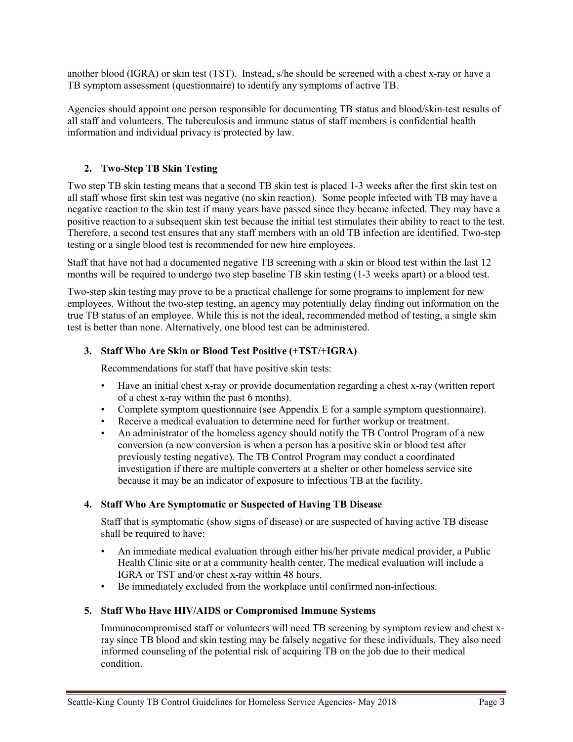another blood (IGRA) or skin test (TST). Instead, s/he should be screened with a chest x-ray or have a TB symptom assessment (questionnaire) to identify any symptoms of active TB.

Agencies should appoint one person responsible for documenting TB status and blood/skin-test results of all staff and volunteers. The tuberculosis and immune status of staff members is confidential health information and individual privacy is protected by law.

### 2. Two-Step TB Skin Testing

Two step TB skin testing means that a second TB skin test is placed 1-3 weeks after the first skin test on all staff whose first skin test was negative (no skin reaction). Some people infected with TB may have a negative reaction to the skin test if many years have passed since they became infected. They may have a positive reaction to a subsequent skin test because the initial test stimulates their ability to react to the test. Therefore, a second test ensures that any staff members with an old TB infection are identified. Two-step testing or a single blood test is recommended for new hire employees.

Staff that have not had a documented negative TB screening with a skin or blood test within the last 12 months will be required to undergo two step baseline TB skin testing (1-3 weeks apart) or a blood test.

Two-step skin testing may prove to be a practical challenge for some programs to implement for new employees. Without the two-step testing, an agency may potentially delay finding out information on the true TB status of an employee. While this is not the ideal, recommended method of testing, a single skin test is better than none. Alternatively, one blood test can be administered.

### 3. Staff Who Are Skin or Blood Test Positive (+TST/+IGRA)

Recommendations for staff that have positive skin tests:

- Have an initial chest x-ray or provide documentation regarding a chest x-ray (written report of a chest x-ray within the past 6 months).
- Complete symptom questionnaire (see Appendix E for a sample symptom questionnaire).
- Receive a medical evaluation to determine need for further workup or treatment.
- An administrator of the homeless agency should notify the TB Control Program of a new conversion (a new conversion is when a person has a positive skin or blood test after previously testing negative). The TB Control Program may conduct a coordinated investigation if there are multiple converters at a shelter or other homeless service site because it may be an indicator of exposure to infectious TB at the facility.

### 4. Staff Who Are Symptomatic or Suspected of Having TB Disease

Staff that is symptomatic (show signs of disease) or are suspected of having active TB disease shall be required to have:

- An immediate medical evaluation through either his/her private medical provider, a Public Health Clinic site or at a community health center. The medical evaluation will include a IGRA or TST and/or chest x-ray within 48 hours.
- Be immediately excluded from the workplace until confirmed non-infectious.

### 5. Staff Who Have HIV/AIDS or Compromised Immune Systems

Immunocompromised staff or volunteers will need TB screening by symptom review and chest x-ray since TB blood and skin testing may be falsely negative for these individuals. They also need informed counseling of the potential risk of acquiring TB on the job due to their medical condition.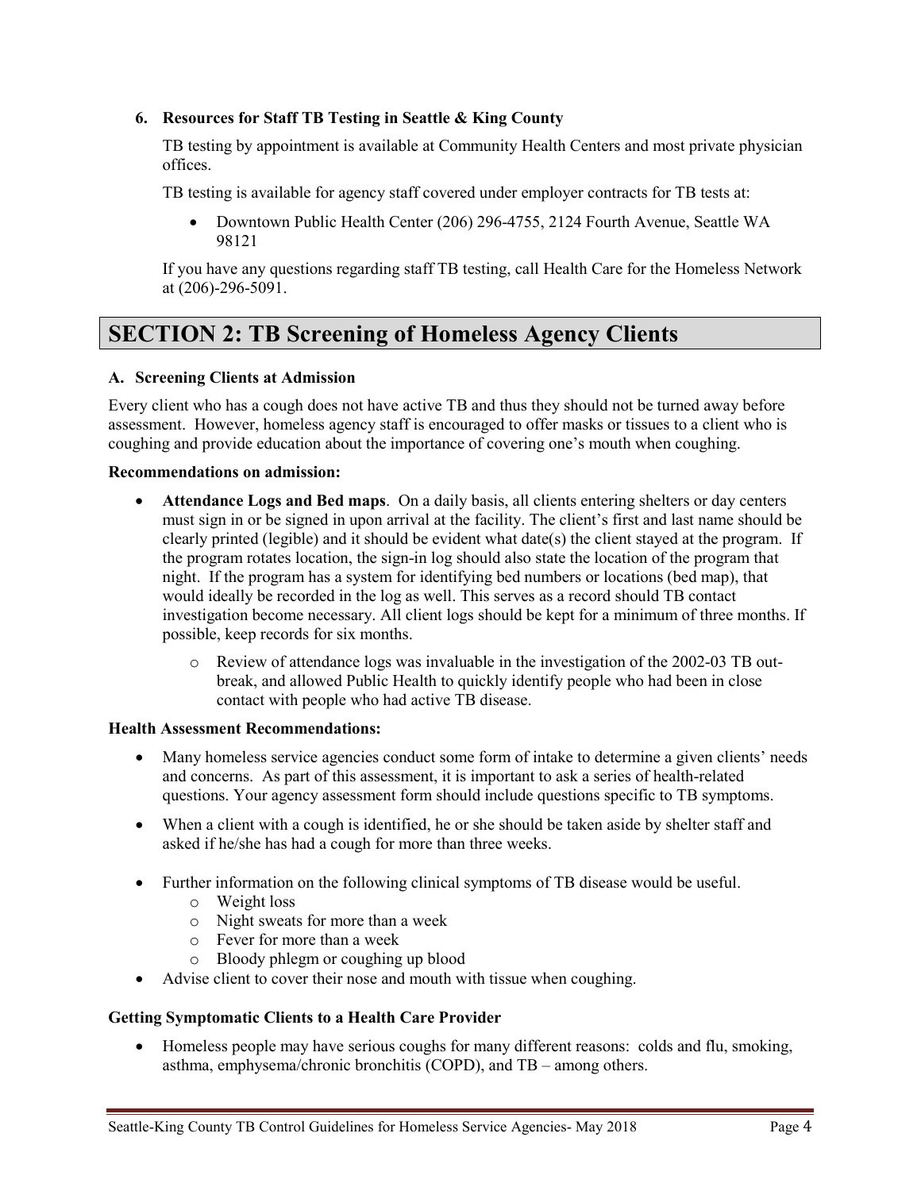6. **Resources for Staff TB Testing in Seattle & King County**

   TB testing by appointment is available at Community Health Centers and most private physician offices.

   TB testing is available for agency staff covered under employer contracts for TB tests at:

   - Downtown Public Health Center (206) 296-4755, 2124 Fourth Avenue, Seattle WA 98121

   If you have any questions regarding staff TB testing, call Health Care for the Homeless Network at (206)-296-5091.

# SECTION 2: TB Screening of Homeless Agency Clients

### A. Screening Clients at Admission

Every client who has a cough does not have active TB and thus they should not be turned away before assessment. However, homeless agency staff is encouraged to offer masks or tissues to a client who is coughing and provide education about the importance of covering one's mouth when coughing.

**Recommendations on admission:**

- **Attendance Logs and Bed maps**. On a daily basis, all clients entering shelters or day centers must sign in or be signed in upon arrival at the facility. The client's first and last name should be clearly printed (legible) and it should be evident what date(s) the client stayed at the program. If the program rotates location, the sign-in log should also state the location of the program that night. If the program has a system for identifying bed numbers or locations (bed map), that would ideally be recorded in the log as well. This serves as a record should TB contact investigation become necessary. All client logs should be kept for a minimum of three months. If possible, keep records for six months.
  - Review of attendance logs was invaluable in the investigation of the 2002-03 TB out-break, and allowed Public Health to quickly identify people who had been in close contact with people who had active TB disease.

**Health Assessment Recommendations:**

- Many homeless service agencies conduct some form of intake to determine a given clients' needs and concerns. As part of this assessment, it is important to ask a series of health-related questions. Your agency assessment form should include questions specific to TB symptoms.
- When a client with a cough is identified, he or she should be taken aside by shelter staff and asked if he/she has had a cough for more than three weeks.
- Further information on the following clinical symptoms of TB disease would be useful.
  - Weight loss
  - Night sweats for more than a week
  - Fever for more than a week
  - Bloody phlegm or coughing up blood
- Advise client to cover their nose and mouth with tissue when coughing.

**Getting Symptomatic Clients to a Health Care Provider**

- Homeless people may have serious coughs for many different reasons: colds and flu, smoking, asthma, emphysema/chronic bronchitis (COPD), and TB – among others.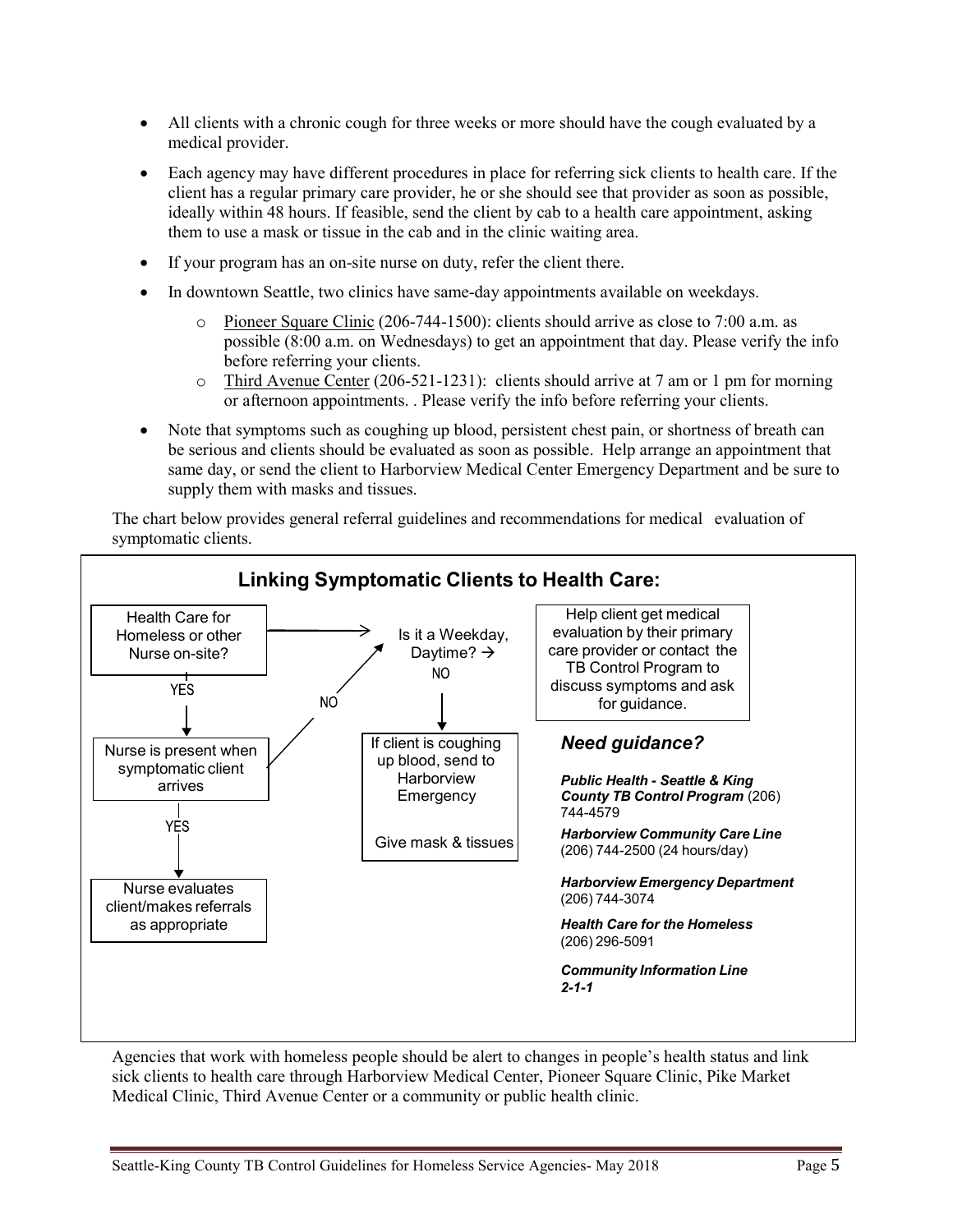- All clients with a chronic cough for three weeks or more should have the cough evaluated by a medical provider.
- Each agency may have different procedures in place for referring sick clients to health care. If the client has a regular primary care provider, he or she should see that provider as soon as possible, ideally within 48 hours. If feasible, send the client by cab to a health care appointment, asking them to use a mask or tissue in the cab and in the clinic waiting area.
- If your program has an on-site nurse on duty, refer the client there.
- In downtown Seattle, two clinics have same-day appointments available on weekdays.
  - Pioneer Square Clinic (206-744-1500): clients should arrive as close to 7:00 a.m. as possible (8:00 a.m. on Wednesdays) to get an appointment that day. Please verify the info before referring your clients.
  - Third Avenue Center (206-521-1231): clients should arrive at 7 am or 1 pm for morning or afternoon appointments. . Please verify the info before referring your clients.
- Note that symptoms such as coughing up blood, persistent chest pain, or shortness of breath can be serious and clients should be evaluated as soon as possible. Help arrange an appointment that same day, or send the client to Harborview Medical Center Emergency Department and be sure to supply them with masks and tissues.

The chart below provides general referral guidelines and recommendations for medical evaluation of symptomatic clients.

## Linking Symptomatic Clients to Health Care:

Health Care for Homeless or other Nurse on-site? → NO → Is it a Weekday, Daytime?

Health Care for Homeless or other Nurse on-site? → YES → Nurse is present when symptomatic client arrives

Nurse is present when symptomatic client arrives → NO → Is it a Weekday, Daytime?

Nurse is present when symptomatic client arrives → YES → Nurse evaluates client/makes referrals as appropriate

Is it a Weekday, Daytime? → Help client get medical evaluation by their primary care provider or contact the TB Control Program to discuss symptoms and ask for guidance.

Is it a Weekday, Daytime? → NO → If client is coughing up blood, send to Harborview Emergency. Give mask & tissues

### *Need guidance?*

***Public Health - Seattle & King County TB Control Program*** (206) 744-4579

***Harborview Community Care Line*** (206) 744-2500 (24 hours/day)

***Harborview Emergency Department*** (206) 744-3074

***Health Care for the Homeless*** (206) 296-5091

***Community Information Line 2-1-1***

Agencies that work with homeless people should be alert to changes in people's health status and link sick clients to health care through Harborview Medical Center, Pioneer Square Clinic, Pike Market Medical Clinic, Third Avenue Center or a community or public health clinic.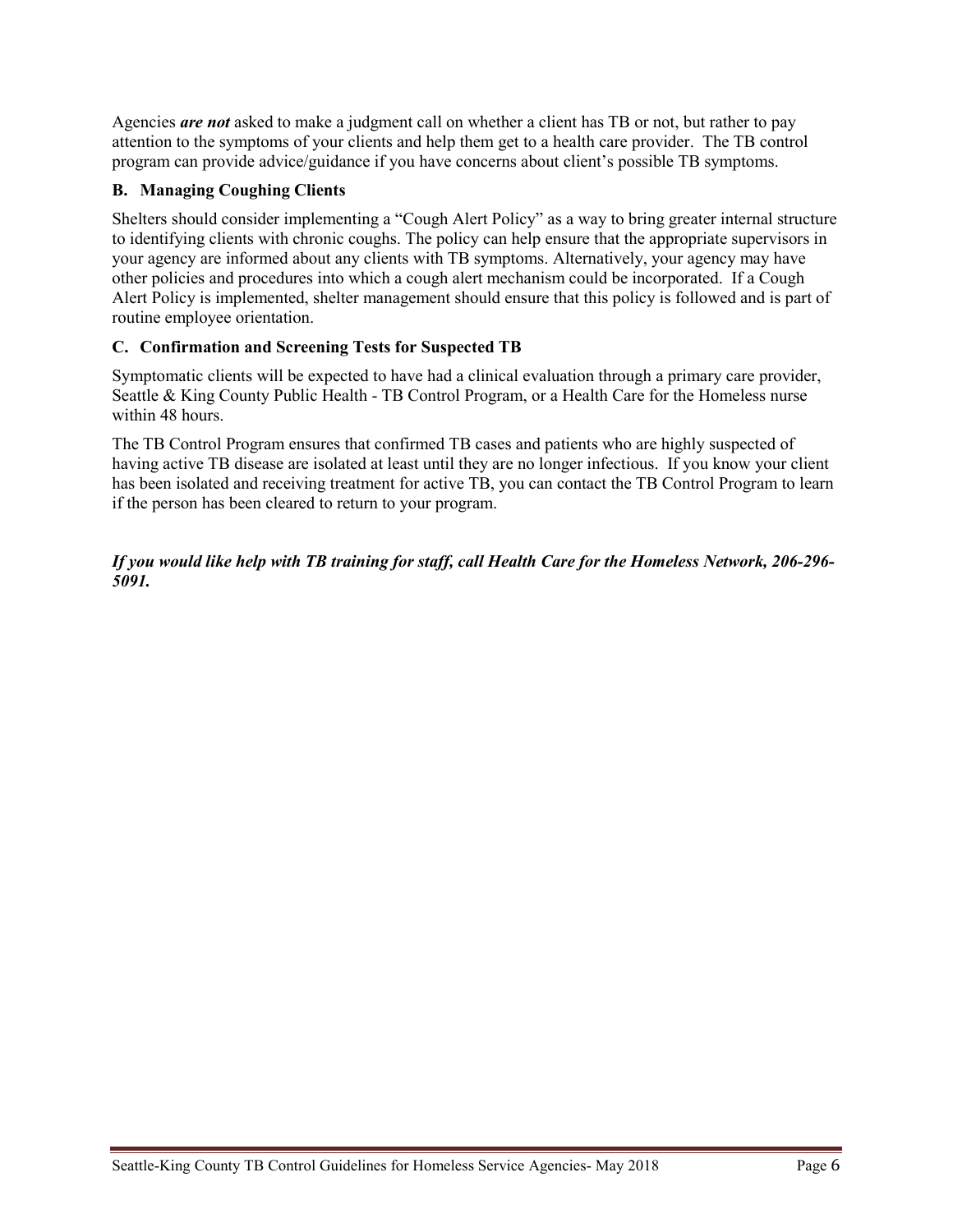Agencies ***are not*** asked to make a judgment call on whether a client has TB or not, but rather to pay attention to the symptoms of your clients and help them get to a health care provider. The TB control program can provide advice/guidance if you have concerns about client's possible TB symptoms.

### B. Managing Coughing Clients

Shelters should consider implementing a "Cough Alert Policy" as a way to bring greater internal structure to identifying clients with chronic coughs. The policy can help ensure that the appropriate supervisors in your agency are informed about any clients with TB symptoms. Alternatively, your agency may have other policies and procedures into which a cough alert mechanism could be incorporated. If a Cough Alert Policy is implemented, shelter management should ensure that this policy is followed and is part of routine employee orientation.

### C. Confirmation and Screening Tests for Suspected TB

Symptomatic clients will be expected to have had a clinical evaluation through a primary care provider, Seattle & King County Public Health - TB Control Program, or a Health Care for the Homeless nurse within 48 hours.

The TB Control Program ensures that confirmed TB cases and patients who are highly suspected of having active TB disease are isolated at least until they are no longer infectious. If you know your client has been isolated and receiving treatment for active TB, you can contact the TB Control Program to learn if the person has been cleared to return to your program.

***If you would like help with TB training for staff, call Health Care for the Homeless Network, 206-296-5091.***